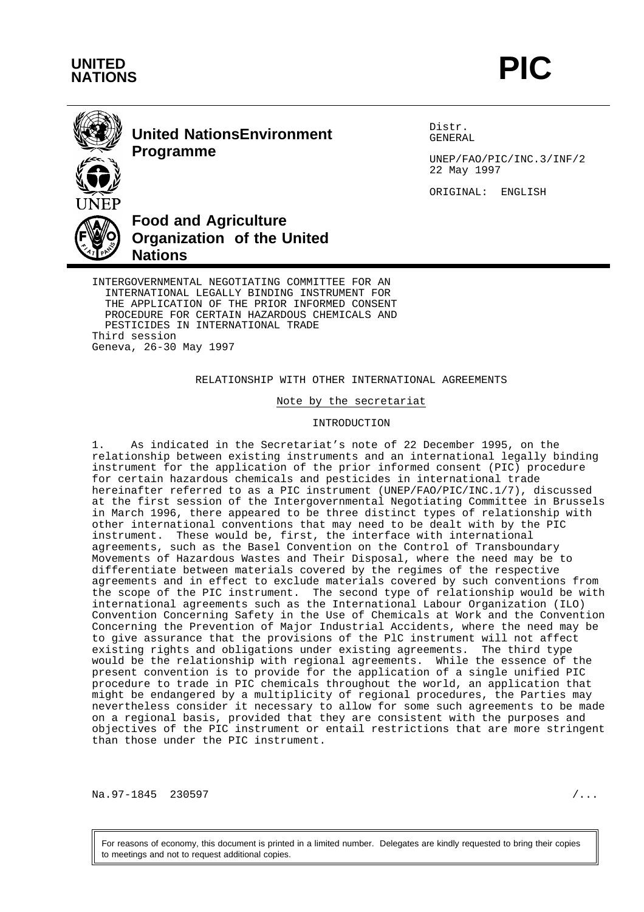**UNITED NATIONS**

# PIC

**United NationsEnvironment Programme**

**Food and Agriculture Organization of the United Nations**

Distr.
GENERAL

UNEP/FAO/PIC/INC.3/INF/2
22 May 1997

ORIGINAL: ENGLISH

INTERGOVERNMENTAL NEGOTIATING COMMITTEE FOR AN INTERNATIONAL LEGALLY BINDING INSTRUMENT FOR THE APPLICATION OF THE PRIOR INFORMED CONSENT PROCEDURE FOR CERTAIN HAZARDOUS CHEMICALS AND PESTICIDES IN INTERNATIONAL TRADE
Third session
Geneva, 26-30 May 1997

## RELATIONSHIP WITH OTHER INTERNATIONAL AGREEMENTS

Note by the secretariat

### INTRODUCTION

1. As indicated in the Secretariat's note of 22 December 1995, on the relationship between existing instruments and an international legally binding instrument for the application of the prior informed consent (PIC) procedure for certain hazardous chemicals and pesticides in international trade hereinafter referred to as a PIC instrument (UNEP/FAO/PIC/INC.1/7), discussed at the first session of the Intergovernmental Negotiating Committee in Brussels in March 1996, there appeared to be three distinct types of relationship with other international conventions that may need to be dealt with by the PIC instrument. These would be, first, the interface with international agreements, such as the Basel Convention on the Control of Transboundary Movements of Hazardous Wastes and Their Disposal, where the need may be to differentiate between materials covered by the regimes of the respective agreements and in effect to exclude materials covered by such conventions from the scope of the PIC instrument. The second type of relationship would be with international agreements such as the International Labour Organization (ILO) Convention Concerning Safety in the Use of Chemicals at Work and the Convention Concerning the Prevention of Major Industrial Accidents, where the need may be to give assurance that the provisions of the PlC instrument will not affect existing rights and obligations under existing agreements. The third type would be the relationship with regional agreements. While the essence of the present convention is to provide for the application of a single unified PIC procedure to trade in PIC chemicals throughout the world, an application that might be endangered by a multiplicity of regional procedures, the Parties may nevertheless consider it necessary to allow for some such agreements to be made on a regional basis, provided that they are consistent with the purposes and objectives of the PIC instrument or entail restrictions that are more stringent than those under the PIC instrument.

Na.97-1845 230597

For reasons of economy, this document is printed in a limited number. Delegates are kindly requested to bring their copies to meetings and not to request additional copies.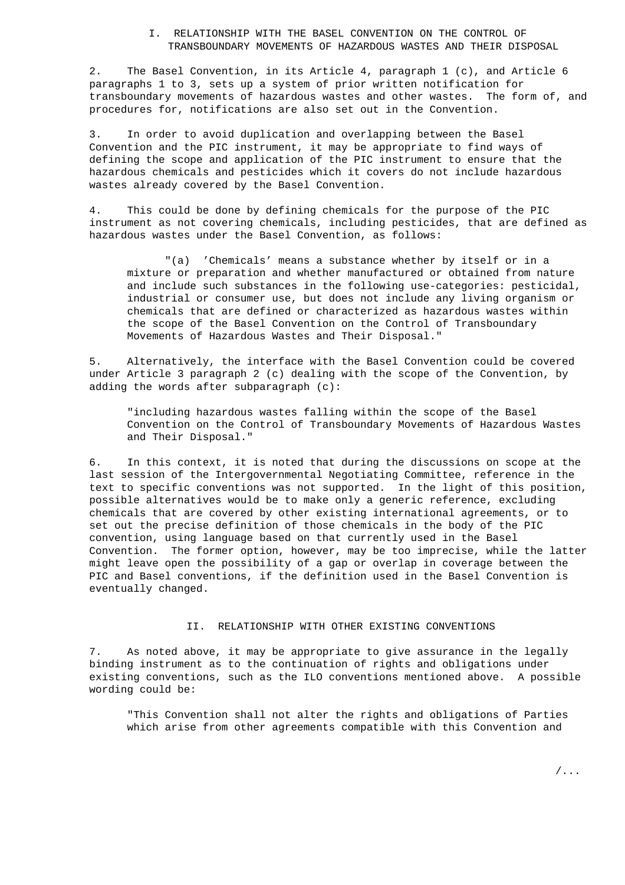## I. RELATIONSHIP WITH THE BASEL CONVENTION ON THE CONTROL OF TRANSBOUNDARY MOVEMENTS OF HAZARDOUS WASTES AND THEIR DISPOSAL

2. The Basel Convention, in its Article 4, paragraph 1 (c), and Article 6 paragraphs 1 to 3, sets up a system of prior written notification for transboundary movements of hazardous wastes and other wastes. The form of, and procedures for, notifications are also set out in the Convention.

3. In order to avoid duplication and overlapping between the Basel Convention and the PIC instrument, it may be appropriate to find ways of defining the scope and application of the PIC instrument to ensure that the hazardous chemicals and pesticides which it covers do not include hazardous wastes already covered by the Basel Convention.

4. This could be done by defining chemicals for the purpose of the PIC instrument as not covering chemicals, including pesticides, that are defined as hazardous wastes under the Basel Convention, as follows:

> "(a) 'Chemicals' means a substance whether by itself or in a mixture or preparation and whether manufactured or obtained from nature and include such substances in the following use-categories: pesticidal, industrial or consumer use, but does not include any living organism or chemicals that are defined or characterized as hazardous wastes within the scope of the Basel Convention on the Control of Transboundary Movements of Hazardous Wastes and Their Disposal."

5. Alternatively, the interface with the Basel Convention could be covered under Article 3 paragraph 2 (c) dealing with the scope of the Convention, by adding the words after subparagraph (c):

> "including hazardous wastes falling within the scope of the Basel Convention on the Control of Transboundary Movements of Hazardous Wastes and Their Disposal."

6. In this context, it is noted that during the discussions on scope at the last session of the Intergovernmental Negotiating Committee, reference in the text to specific conventions was not supported. In the light of this position, possible alternatives would be to make only a generic reference, excluding chemicals that are covered by other existing international agreements, or to set out the precise definition of those chemicals in the body of the PIC convention, using language based on that currently used in the Basel Convention. The former option, however, may be too imprecise, while the latter might leave open the possibility of a gap or overlap in coverage between the PIC and Basel conventions, if the definition used in the Basel Convention is eventually changed.

## II. RELATIONSHIP WITH OTHER EXISTING CONVENTIONS

7. As noted above, it may be appropriate to give assurance in the legally binding instrument as to the continuation of rights and obligations under existing conventions, such as the ILO conventions mentioned above. A possible wording could be:

> "This Convention shall not alter the rights and obligations of Parties which arise from other agreements compatible with this Convention and

/...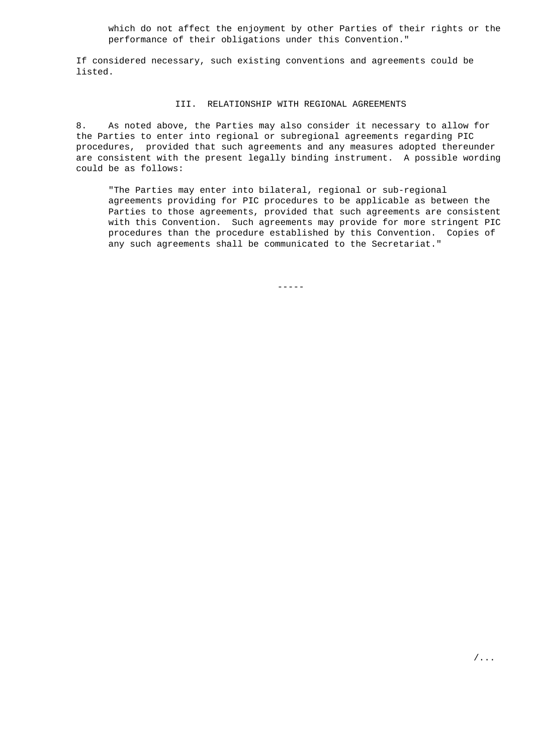> which do not affect the enjoyment by other Parties of their rights or the performance of their obligations under this Convention."

If considered necessary, such existing conventions and agreements could be listed.

## III. RELATIONSHIP WITH REGIONAL AGREEMENTS

8. As noted above, the Parties may also consider it necessary to allow for the Parties to enter into regional or subregional agreements regarding PIC procedures, provided that such agreements and any measures adopted thereunder are consistent with the present legally binding instrument. A possible wording could be as follows:

> "The Parties may enter into bilateral, regional or sub-regional agreements providing for PIC procedures to be applicable as between the Parties to those agreements, provided that such agreements are consistent with this Convention. Such agreements may provide for more stringent PIC procedures than the procedure established by this Convention. Copies of any such agreements shall be communicated to the Secretariat."

-----